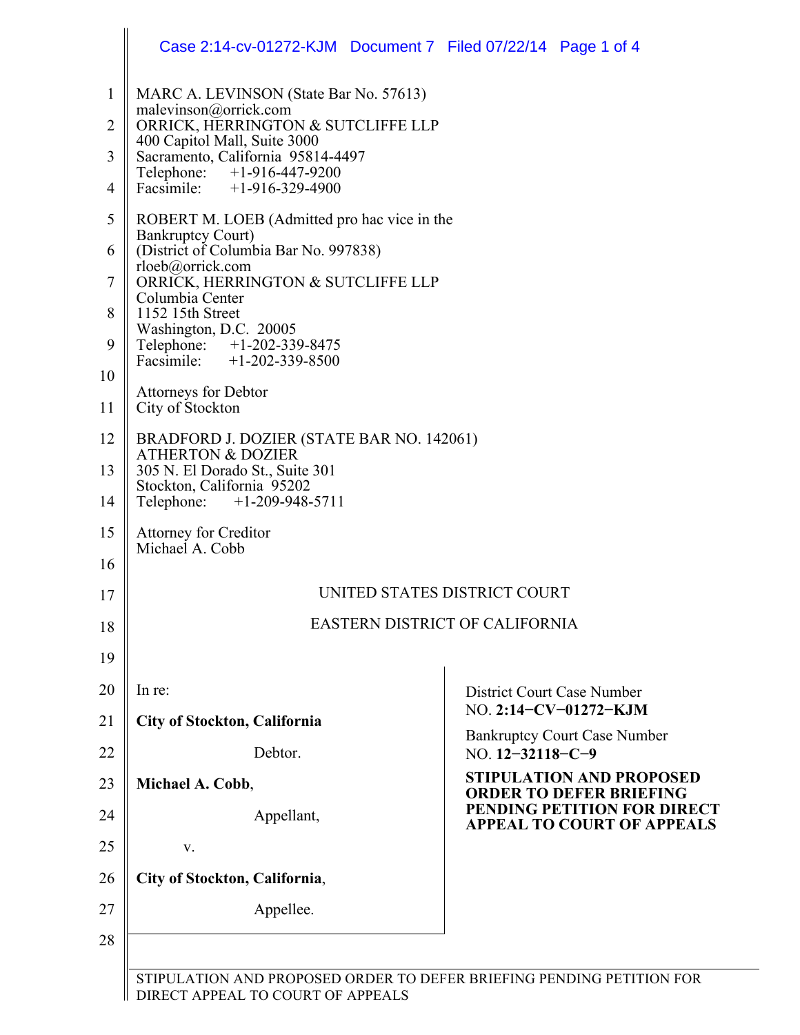MARC A. LEVINSON (State Bar No. 57613)
malevinson@orrick.com
ORRICK, HERRINGTON & SUTCLIFFE LLP
400 Capitol Mall, Suite 3000
Sacramento, California 95814-4497
Telephone: +1-916-447-9200
Facsimile: +1-916-329-4900

ROBERT M. LOEB (Admitted pro hac vice in the Bankruptcy Court)
(District of Columbia Bar No. 997838)
rloeb@orrick.com
ORRICK, HERRINGTON & SUTCLIFFE LLP
Columbia Center
1152 15th Street
Washington, D.C. 20005
Telephone: +1-202-339-8475
Facsimile: +1-202-339-8500

Attorneys for Debtor
City of Stockton

BRADFORD J. DOZIER (STATE BAR NO. 142061)
ATHERTON & DOZIER
305 N. El Dorado St., Suite 301
Stockton, California 95202
Telephone: +1-209-948-5711

Attorney for Creditor
Michael A. Cobb

UNITED STATES DISTRICT COURT

EASTERN DISTRICT OF CALIFORNIA

| | |
|---|---|
| In re:<br><br>**City of Stockton, California**<br><br>Debtor.<br><br>**Michael A. Cobb**,<br><br>Appellant,<br><br>v.<br><br>**City of Stockton, California**,<br><br>Appellee. | District Court Case Number<br>NO. **2:14−CV−01272−KJM**<br><br>Bankruptcy Court Case Number<br>NO. **12−32118−C−9**<br><br>**STIPULATION AND PROPOSED ORDER TO DEFER BRIEFING PENDING PETITION FOR DIRECT APPEAL TO COURT OF APPEALS** |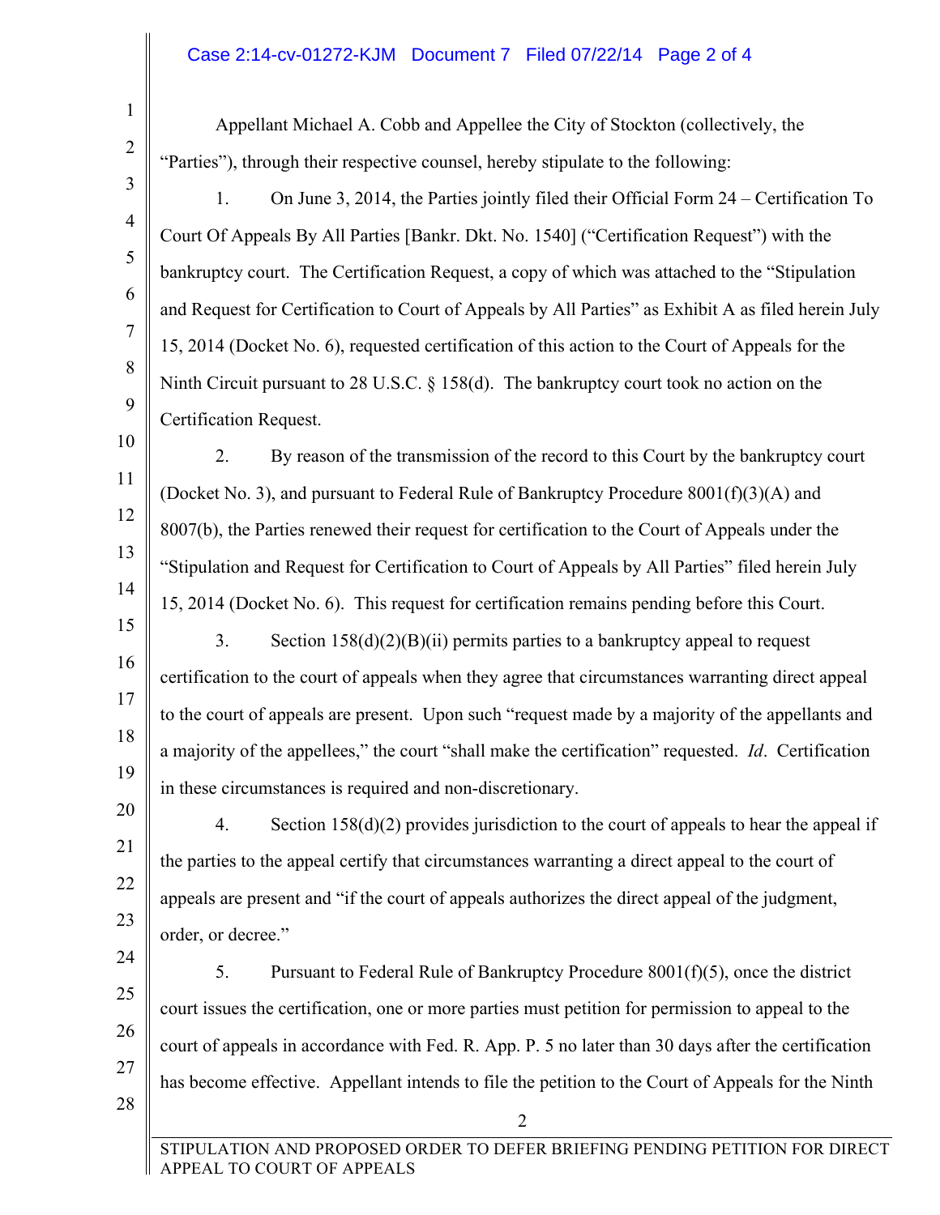Appellant Michael A. Cobb and Appellee the City of Stockton (collectively, the "Parties"), through their respective counsel, hereby stipulate to the following:

1. On June 3, 2014, the Parties jointly filed their Official Form 24 – Certification To Court Of Appeals By All Parties [Bankr. Dkt. No. 1540] ("Certification Request") with the bankruptcy court. The Certification Request, a copy of which was attached to the "Stipulation and Request for Certification to Court of Appeals by All Parties" as Exhibit A as filed herein July 15, 2014 (Docket No. 6), requested certification of this action to the Court of Appeals for the Ninth Circuit pursuant to 28 U.S.C. § 158(d). The bankruptcy court took no action on the Certification Request.

2. By reason of the transmission of the record to this Court by the bankruptcy court (Docket No. 3), and pursuant to Federal Rule of Bankruptcy Procedure 8001(f)(3)(A) and 8007(b), the Parties renewed their request for certification to the Court of Appeals under the "Stipulation and Request for Certification to Court of Appeals by All Parties" filed herein July 15, 2014 (Docket No. 6). This request for certification remains pending before this Court.

3. Section 158(d)(2)(B)(ii) permits parties to a bankruptcy appeal to request certification to the court of appeals when they agree that circumstances warranting direct appeal to the court of appeals are present. Upon such "request made by a majority of the appellants and a majority of the appellees," the court "shall make the certification" requested. *Id*. Certification in these circumstances is required and non-discretionary.

4. Section 158(d)(2) provides jurisdiction to the court of appeals to hear the appeal if the parties to the appeal certify that circumstances warranting a direct appeal to the court of appeals are present and "if the court of appeals authorizes the direct appeal of the judgment, order, or decree."

5. Pursuant to Federal Rule of Bankruptcy Procedure 8001(f)(5), once the district court issues the certification, one or more parties must petition for permission to appeal to the court of appeals in accordance with Fed. R. App. P. 5 no later than 30 days after the certification has become effective. Appellant intends to file the petition to the Court of Appeals for the Ninth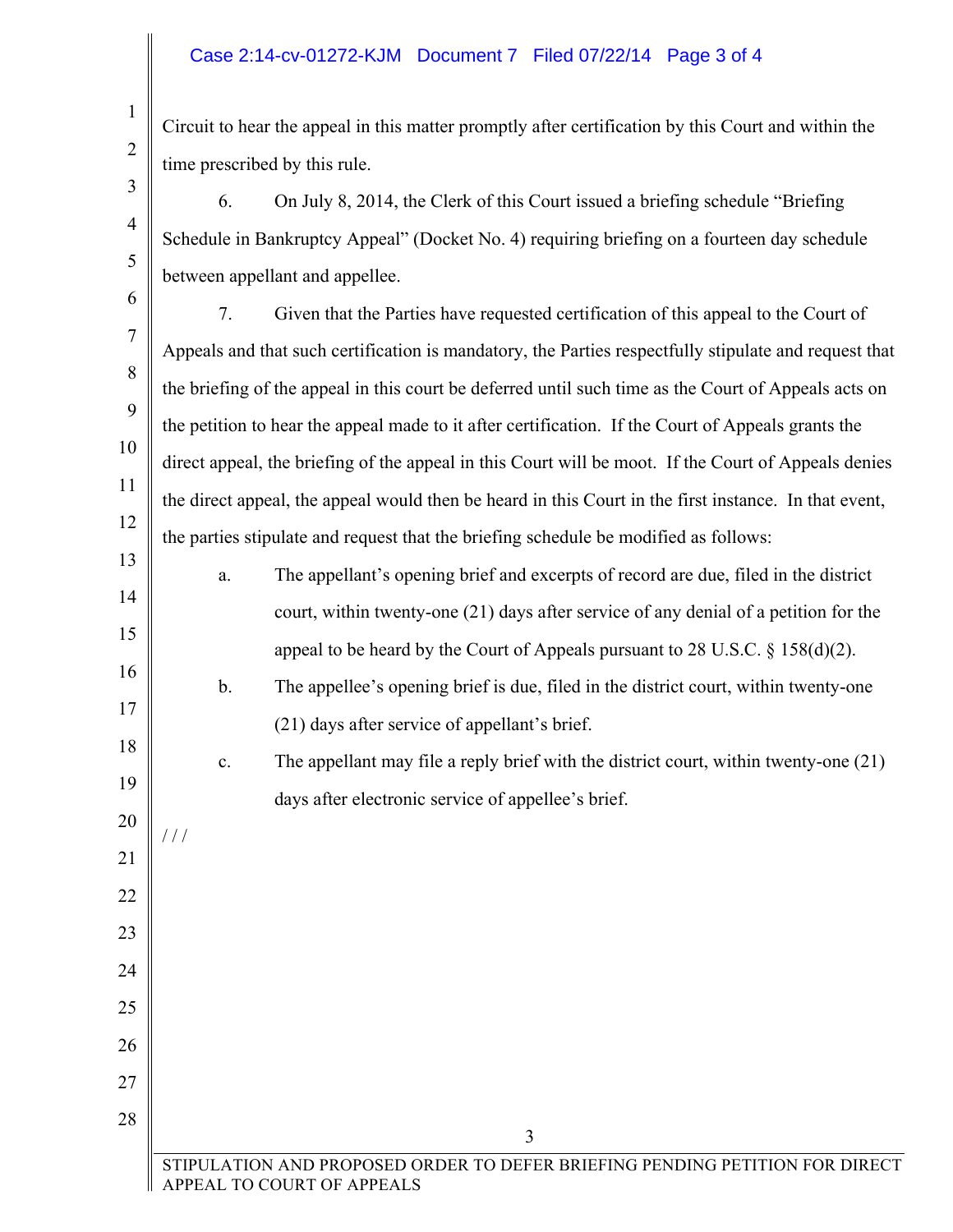Circuit to hear the appeal in this matter promptly after certification by this Court and within the time prescribed by this rule.

6. On July 8, 2014, the Clerk of this Court issued a briefing schedule "Briefing Schedule in Bankruptcy Appeal" (Docket No. 4) requiring briefing on a fourteen day schedule between appellant and appellee.

7. Given that the Parties have requested certification of this appeal to the Court of Appeals and that such certification is mandatory, the Parties respectfully stipulate and request that the briefing of the appeal in this court be deferred until such time as the Court of Appeals acts on the petition to hear the appeal made to it after certification. If the Court of Appeals grants the direct appeal, the briefing of the appeal in this Court will be moot. If the Court of Appeals denies the direct appeal, the appeal would then be heard in this Court in the first instance. In that event, the parties stipulate and request that the briefing schedule be modified as follows:

a. The appellant's opening brief and excerpts of record are due, filed in the district court, within twenty-one (21) days after service of any denial of a petition for the appeal to be heard by the Court of Appeals pursuant to 28 U.S.C. § 158(d)(2).

b. The appellee's opening brief is due, filed in the district court, within twenty-one (21) days after service of appellant's brief.

c. The appellant may file a reply brief with the district court, within twenty-one (21) days after electronic service of appellee's brief.

/ / /

STIPULATION AND PROPOSED ORDER TO DEFER BRIEFING PENDING PETITION FOR DIRECT APPEAL TO COURT OF APPEALS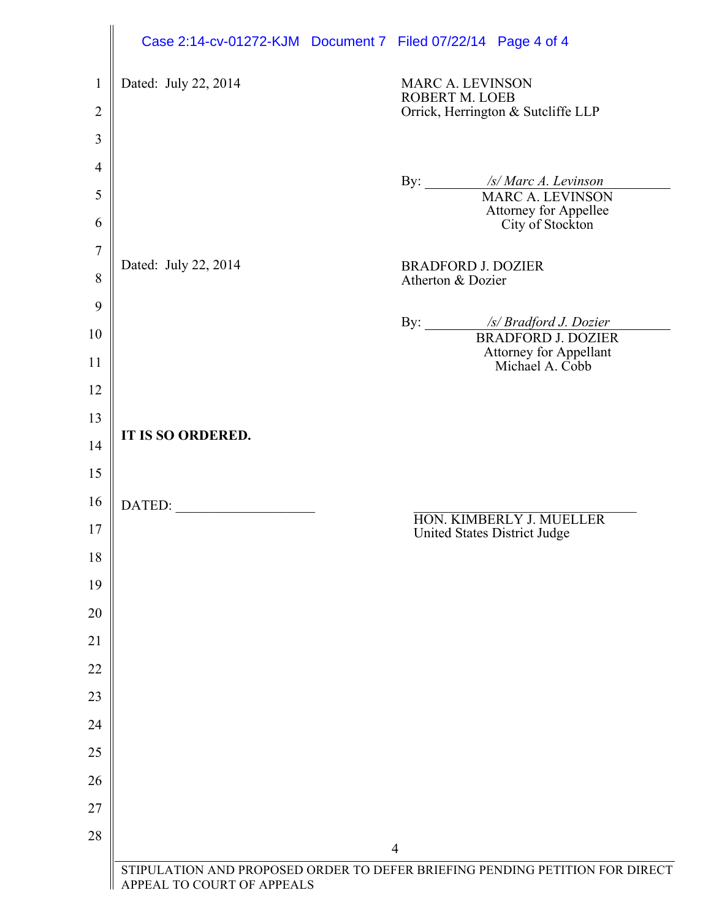Dated: July 22, 2014

MARC A. LEVINSON
ROBERT M. LOEB
Orrick, Herrington & Sutcliffe LLP

By: */s/ Marc A. Levinson*
MARC A. LEVINSON
Attorney for Appellee
City of Stockton

Dated: July 22, 2014

BRADFORD J. DOZIER
Atherton & Dozier

By: */s/ Bradford J. Dozier*
BRADFORD J. DOZIER
Attorney for Appellant
Michael A. Cobb

**IT IS SO ORDERED.**

DATED: ____________________

____________________________
HON. KIMBERLY J. MUELLER
United States District Judge

STIPULATION AND PROPOSED ORDER TO DEFER BRIEFING PENDING PETITION FOR DIRECT APPEAL TO COURT OF APPEALS